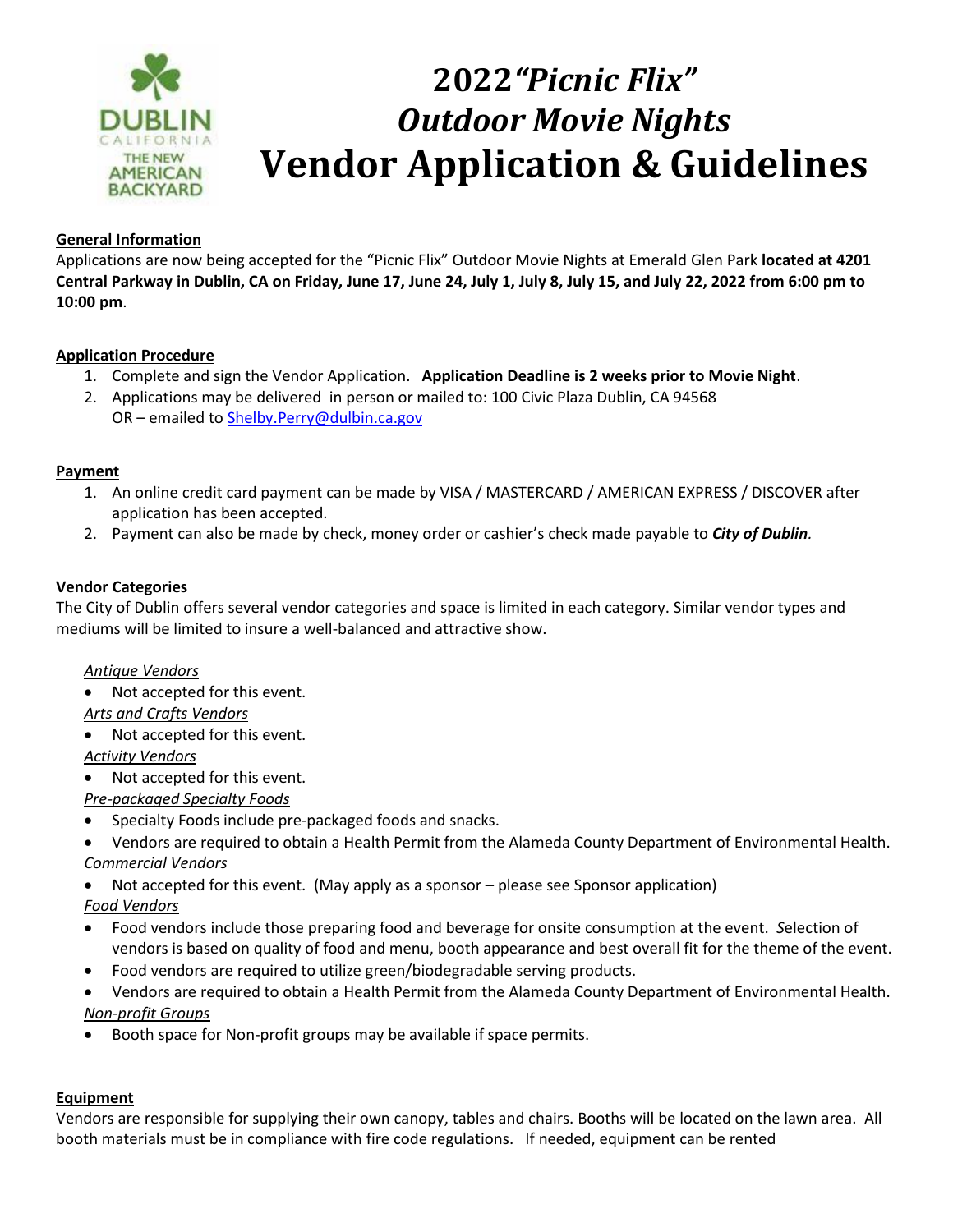DUBLIN CALIFORNIA THE NEW AMERICAN BACKYARD

# 2022 *"Picnic Flix"*
# *Outdoor Movie Nights*
# Vendor Application & Guidelines

**General Information**

Applications are now being accepted for the "Picnic Flix" Outdoor Movie Nights at Emerald Glen Park **located at 4201 Central Parkway in Dublin, CA on Friday, June 17, June 24, July 1, July 8, July 15, and July 22, 2022 from 6:00 pm to 10:00 pm**.

**Application Procedure**

1. Complete and sign the Vendor Application. **Application Deadline is 2 weeks prior to Movie Night**.
2. Applications may be delivered in person or mailed to: 100 Civic Plaza Dublin, CA 94568
   OR – emailed to Shelby.Perry@dulbin.ca.gov

**Payment**

1. An online credit card payment can be made by VISA / MASTERCARD / AMERICAN EXPRESS / DISCOVER after application has been accepted.
2. Payment can also be made by check, money order or cashier's check made payable to ***City of Dublin.***

**Vendor Categories**

The City of Dublin offers several vendor categories and space is limited in each category. Similar vendor types and mediums will be limited to insure a well-balanced and attractive show.

*Antique Vendors*
- Not accepted for this event.

*Arts and Crafts Vendors*
- Not accepted for this event.

*Activity Vendors*
- Not accepted for this event.

*Pre-packaged Specialty Foods*
- Specialty Foods include pre-packaged foods and snacks.
- Vendors are required to obtain a Health Permit from the Alameda County Department of Environmental Health.

*Commercial Vendors*
- Not accepted for this event. (May apply as a sponsor – please see Sponsor application)

*Food Vendors*
- Food vendors include those preparing food and beverage for onsite consumption at the event. *S*election of vendors is based on quality of food and menu, booth appearance and best overall fit for the theme of the event.
- Food vendors are required to utilize green/biodegradable serving products.
- Vendors are required to obtain a Health Permit from the Alameda County Department of Environmental Health.

*Non-profit Groups*
- Booth space for Non-profit groups may be available if space permits.

**Equipment**

Vendors are responsible for supplying their own canopy, tables and chairs. Booths will be located on the lawn area. All booth materials must be in compliance with fire code regulations. If needed, equipment can be rented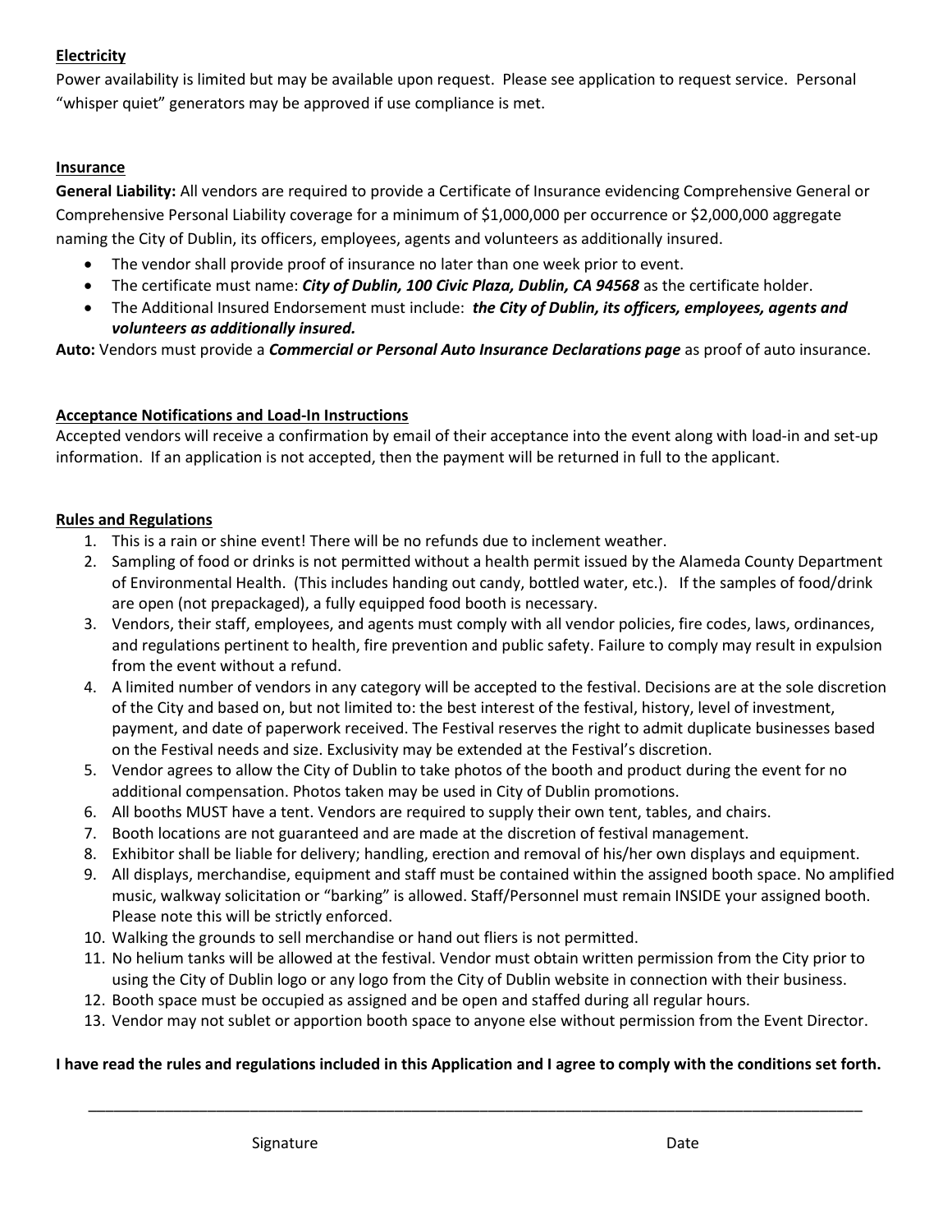**Electricity**

Power availability is limited but may be available upon request. Please see application to request service. Personal "whisper quiet" generators may be approved if use compliance is met.

**Insurance**

**General Liability:** All vendors are required to provide a Certificate of Insurance evidencing Comprehensive General or Comprehensive Personal Liability coverage for a minimum of $1,000,000 per occurrence or $2,000,000 aggregate naming the City of Dublin, its officers, employees, agents and volunteers as additionally insured.

- The vendor shall provide proof of insurance no later than one week prior to event.
- The certificate must name: ***City of Dublin, 100 Civic Plaza, Dublin, CA 94568*** as the certificate holder.
- The Additional Insured Endorsement must include: ***the City of Dublin, its officers, employees, agents and volunteers as additionally insured.***

**Auto:** Vendors must provide a ***Commercial or Personal Auto Insurance Declarations page*** as proof of auto insurance.

**Acceptance Notifications and Load-In Instructions**

Accepted vendors will receive a confirmation by email of their acceptance into the event along with load-in and set-up information. If an application is not accepted, then the payment will be returned in full to the applicant.

**Rules and Regulations**

1. This is a rain or shine event! There will be no refunds due to inclement weather.
2. Sampling of food or drinks is not permitted without a health permit issued by the Alameda County Department of Environmental Health. (This includes handing out candy, bottled water, etc.). If the samples of food/drink are open (not prepackaged), a fully equipped food booth is necessary.
3. Vendors, their staff, employees, and agents must comply with all vendor policies, fire codes, laws, ordinances, and regulations pertinent to health, fire prevention and public safety. Failure to comply may result in expulsion from the event without a refund.
4. A limited number of vendors in any category will be accepted to the festival. Decisions are at the sole discretion of the City and based on, but not limited to: the best interest of the festival, history, level of investment, payment, and date of paperwork received. The Festival reserves the right to admit duplicate businesses based on the Festival needs and size. Exclusivity may be extended at the Festival's discretion.
5. Vendor agrees to allow the City of Dublin to take photos of the booth and product during the event for no additional compensation. Photos taken may be used in City of Dublin promotions.
6. All booths MUST have a tent. Vendors are required to supply their own tent, tables, and chairs.
7. Booth locations are not guaranteed and are made at the discretion of festival management.
8. Exhibitor shall be liable for delivery; handling, erection and removal of his/her own displays and equipment.
9. All displays, merchandise, equipment and staff must be contained within the assigned booth space. No amplified music, walkway solicitation or "barking" is allowed. Staff/Personnel must remain INSIDE your assigned booth. Please note this will be strictly enforced.
10. Walking the grounds to sell merchandise or hand out fliers is not permitted.
11. No helium tanks will be allowed at the festival. Vendor must obtain written permission from the City prior to using the City of Dublin logo or any logo from the City of Dublin website in connection with their business.
12. Booth space must be occupied as assigned and be open and staffed during all regular hours.
13. Vendor may not sublet or apportion booth space to anyone else without permission from the Event Director.

**I have read the rules and regulations included in this Application and I agree to comply with the conditions set forth.**

\_\_\_\_\_\_\_\_\_\_\_\_\_\_\_\_\_\_\_\_\_\_\_\_\_\_\_\_\_\_\_\_\_\_\_\_\_\_\_\_\_\_\_\_\_\_\_\_\_\_\_\_\_\_\_\_\_\_\_\_

Signature Date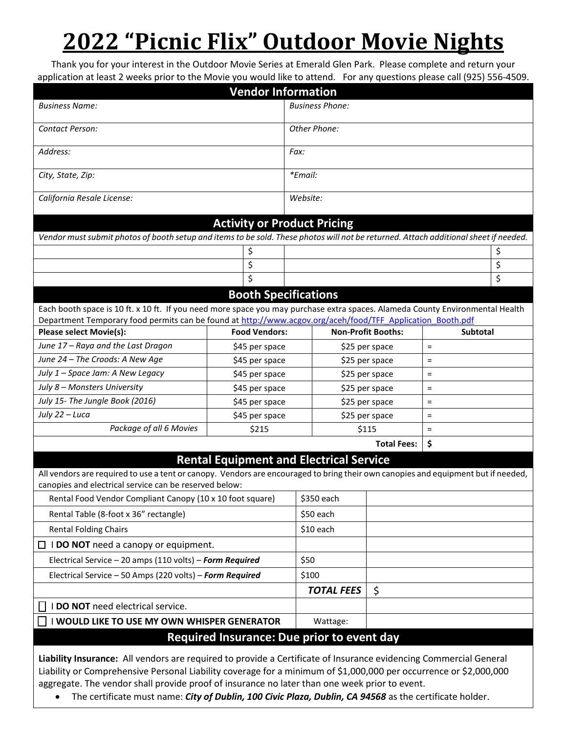# 2022 "Picnic Flix" Outdoor Movie Nights

Thank you for your interest in the Outdoor Movie Series at Emerald Glen Park. Please complete and return your application at least 2 weeks prior to the Movie you would like to attend. For any questions please call (925) 556-4509.

## Vendor Information

| | |
|---|---|
| *Business Name:* | *Business Phone:* |
| *Contact Person:* | *Other Phone:* |
| *Address:* | *Fax:* |
| *City, State, Zip:* | *\*Email:* |
| *California Resale License:* | *Website:* |

## Activity or Product Pricing

*Vendor must submit photos of booth setup and items to be sold. These photos will not be returned. Attach additional sheet if needed.*

| | | | |
|---|---|---|---|
| | $ | | $ |
| | $ | | $ |
| | $ | | $ |

## Booth Specifications

Each booth space is 10 ft. x 10 ft. If you need more space you may purchase extra spaces. Alameda County Environmental Health Department Temporary food permits can be found at [http://www.acgov.org/aceh/food/TFF_Application_Booth.pdf](http://www.acgov.org/aceh/food/TFF_Application_Booth.pdf)

| **Please select Movie(s):** | **Food Vendors:** | **Non-Profit Booths:** | **Subtotal** |
|---|---|---|---|
| *June 17 – Raya and the Last Dragon* | $45 per space | $25 per space | = |
| *June 24 – The Croods: A New Age* | $45 per space | $25 per space | = |
| *July 1 – Space Jam: A New Legacy* | $45 per space | $25 per space | = |
| *July 8 – Monsters University* | $45 per space | $25 per space | = |
| *July 15- The Jungle Book (2016)* | $45 per space | $25 per space | = |
| *July 22 – Luca* | $45 per space | $25 per space | = |
| *Package of all 6 Movies* | $215 | $115 | = |
| | | **Total Fees:** | **$** |

## Rental Equipment and Electrical Service

All vendors are required to use a tent or canopy. Vendors are encouraged to bring their own canopies and equipment but if needed, canopies and electrical service can be reserved below:

| | | |
|---|---|---|
| Rental Food Vendor Compliant Canopy (10 x 10 foot square) | $350 each | |
| Rental Table (8-foot x 36" rectangle) | $50 each | |
| Rental Folding Chairs | $10 each | |
| ☐ I **DO NOT** need a canopy or equipment. | | |
| Electrical Service – 20 amps (110 volts) – ***Form Required*** | $50 | |
| Electrical Service – 50 Amps (220 volts) – ***Form Required*** | $100 | |
| | ***TOTAL FEES*** | $ |
| ☐ I **DO NOT** need electrical service. | | |
| ☐ **I WOULD LIKE TO USE MY OWN WHISPER GENERATOR** | Wattage: | |

## Required Insurance: Due prior to event day

**Liability Insurance:** All vendors are required to provide a Certificate of Insurance evidencing Commercial General Liability or Comprehensive Personal Liability coverage for a minimum of $1,000,000 per occurrence or $2,000,000 aggregate. The vendor shall provide proof of insurance no later than one week prior to event.

- The certificate must name: ***City of Dublin, 100 Civic Plaza, Dublin, CA 94568*** as the certificate holder.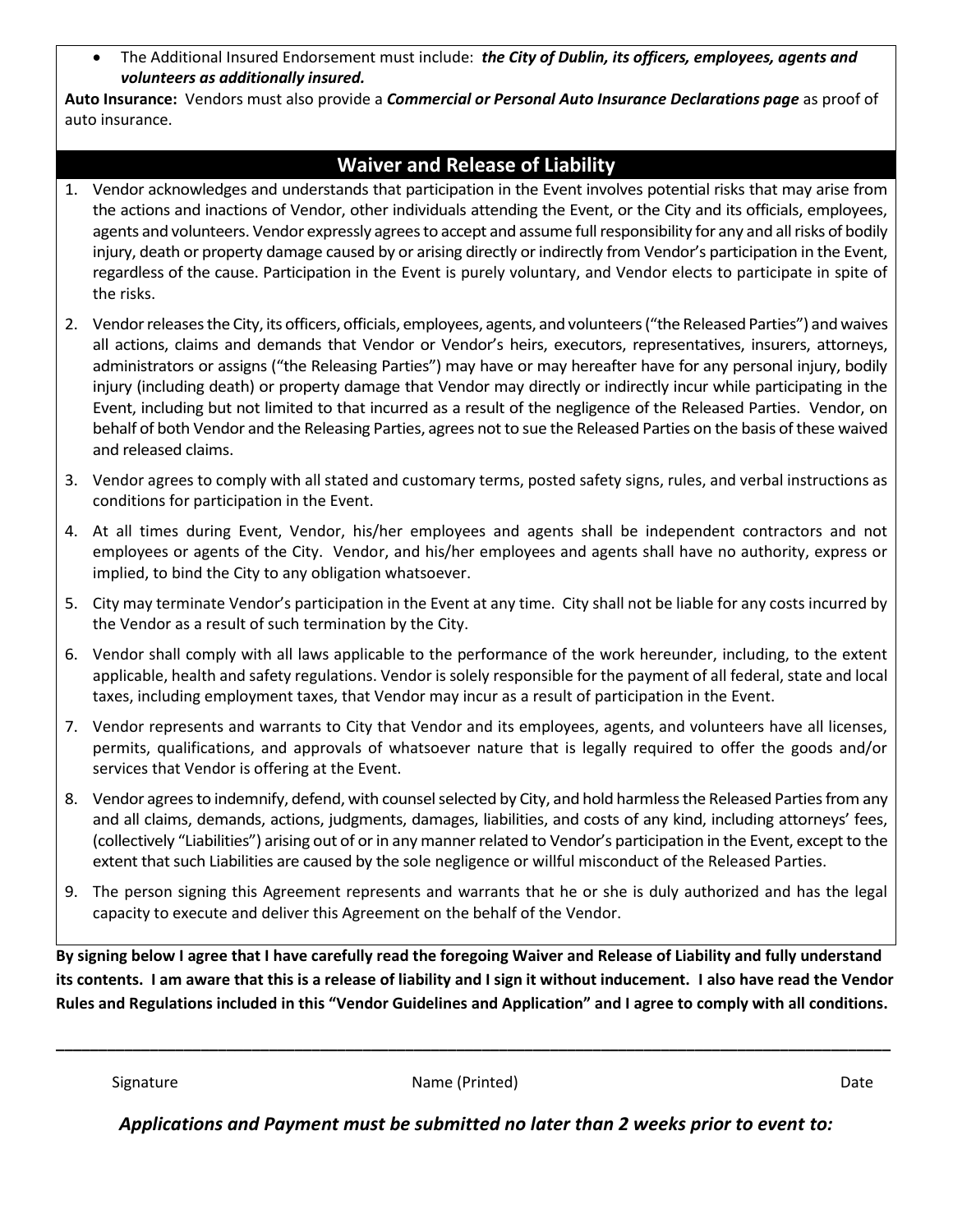- The Additional Insured Endorsement must include: ***the City of Dublin, its officers, employees, agents and volunteers as additionally insured.***

**Auto Insurance:** Vendors must also provide a ***Commercial or Personal Auto Insurance Declarations page*** as proof of auto insurance.

## Waiver and Release of Liability

1. Vendor acknowledges and understands that participation in the Event involves potential risks that may arise from the actions and inactions of Vendor, other individuals attending the Event, or the City and its officials, employees, agents and volunteers. Vendor expressly agrees to accept and assume full responsibility for any and all risks of bodily injury, death or property damage caused by or arising directly or indirectly from Vendor's participation in the Event, regardless of the cause. Participation in the Event is purely voluntary, and Vendor elects to participate in spite of the risks.
2. Vendor releases the City, its officers, officials, employees, agents, and volunteers ("the Released Parties") and waives all actions, claims and demands that Vendor or Vendor's heirs, executors, representatives, insurers, attorneys, administrators or assigns ("the Releasing Parties") may have or may hereafter have for any personal injury, bodily injury (including death) or property damage that Vendor may directly or indirectly incur while participating in the Event, including but not limited to that incurred as a result of the negligence of the Released Parties. Vendor, on behalf of both Vendor and the Releasing Parties, agrees not to sue the Released Parties on the basis of these waived and released claims.
3. Vendor agrees to comply with all stated and customary terms, posted safety signs, rules, and verbal instructions as conditions for participation in the Event.
4. At all times during Event, Vendor, his/her employees and agents shall be independent contractors and not employees or agents of the City. Vendor, and his/her employees and agents shall have no authority, express or implied, to bind the City to any obligation whatsoever.
5. City may terminate Vendor's participation in the Event at any time. City shall not be liable for any costs incurred by the Vendor as a result of such termination by the City.
6. Vendor shall comply with all laws applicable to the performance of the work hereunder, including, to the extent applicable, health and safety regulations. Vendor is solely responsible for the payment of all federal, state and local taxes, including employment taxes, that Vendor may incur as a result of participation in the Event.
7. Vendor represents and warrants to City that Vendor and its employees, agents, and volunteers have all licenses, permits, qualifications, and approvals of whatsoever nature that is legally required to offer the goods and/or services that Vendor is offering at the Event.
8. Vendor agrees to indemnify, defend, with counsel selected by City, and hold harmless the Released Parties from any and all claims, demands, actions, judgments, damages, liabilities, and costs of any kind, including attorneys' fees, (collectively "Liabilities") arising out of or in any manner related to Vendor's participation in the Event, except to the extent that such Liabilities are caused by the sole negligence or willful misconduct of the Released Parties.
9. The person signing this Agreement represents and warrants that he or she is duly authorized and has the legal capacity to execute and deliver this Agreement on the behalf of the Vendor.

**By signing below I agree that I have carefully read the foregoing Waiver and Release of Liability and fully understand its contents. I am aware that this is a release of liability and I sign it without inducement. I also have read the Vendor Rules and Regulations included in this "Vendor Guidelines and Application" and I agree to comply with all conditions.**

______________________________________________________________________________

Signature | Name (Printed) | Date

***Applications and Payment must be submitted no later than 2 weeks prior to event to:***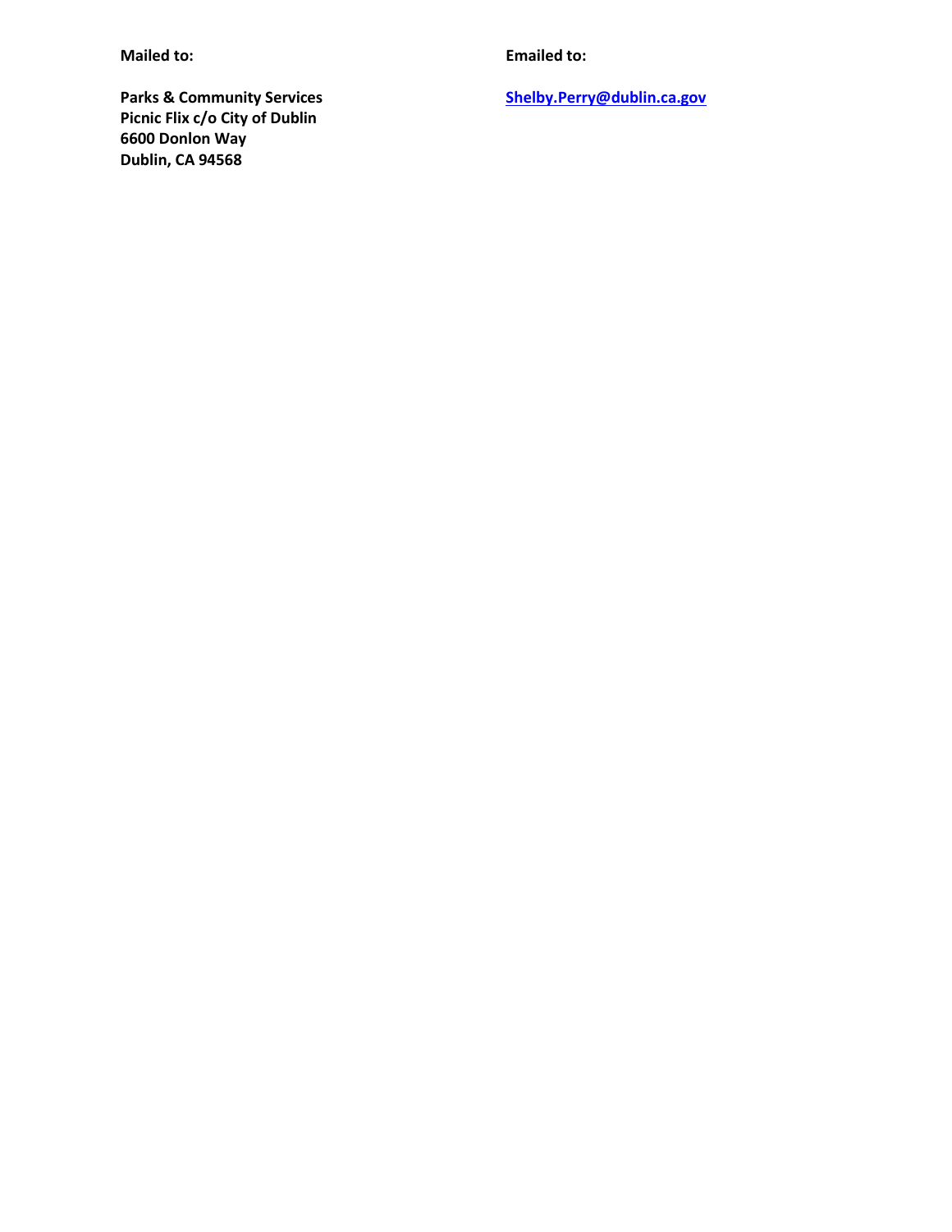**Mailed to:**

**Parks & Community Services**
**Picnic Flix c/o City of Dublin**
**6600 Donlon Way**
**Dublin, CA 94568**

**Emailed to:**

**Shelby.Perry@dublin.ca.gov**